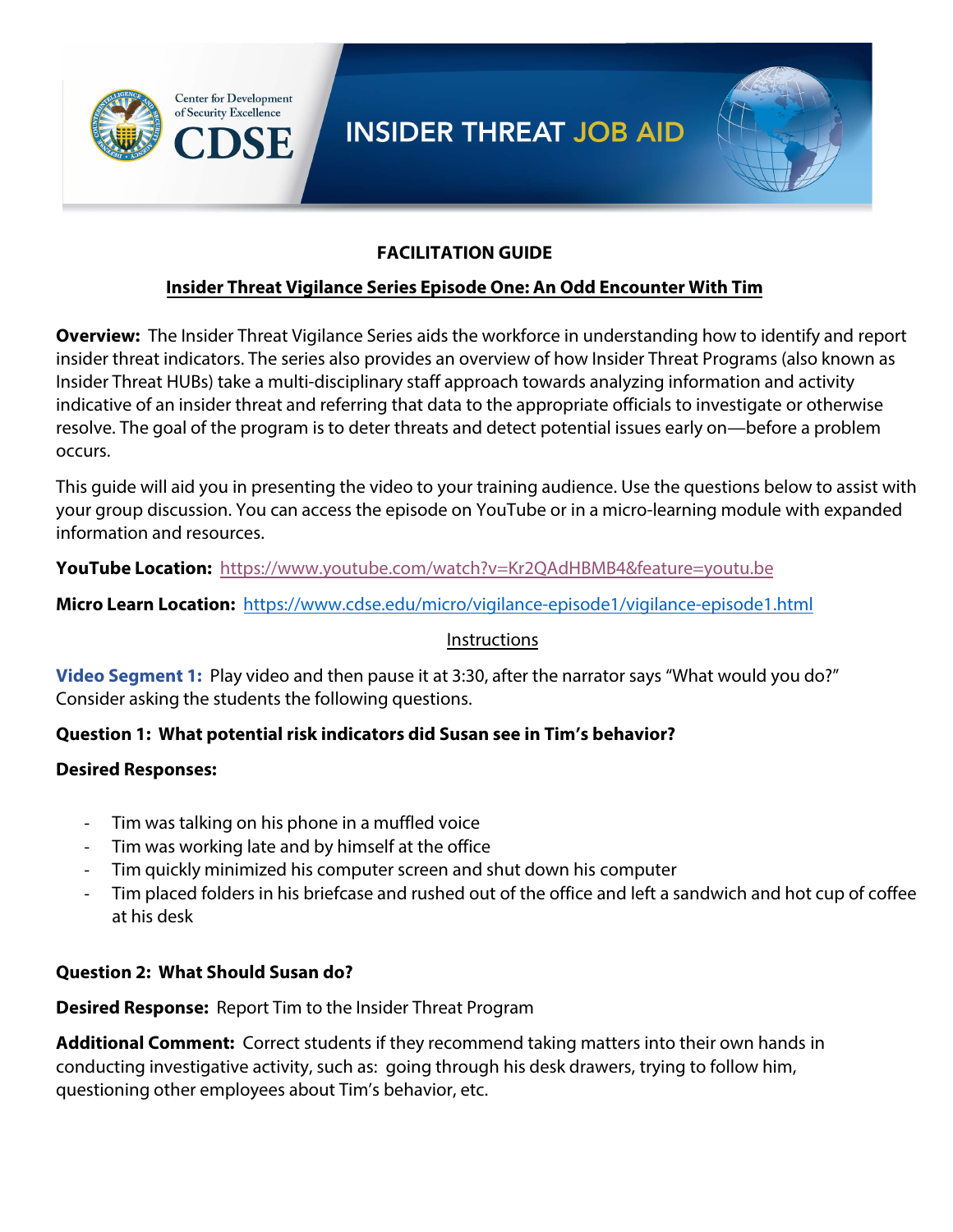# INSIDER THREAT JOB AID

Center for Development of Security Excellence
CDSE

## FACILITATION GUIDE

### Insider Threat Vigilance Series Episode One: An Odd Encounter With Tim

**Overview:** The Insider Threat Vigilance Series aids the workforce in understanding how to identify and report insider threat indicators. The series also provides an overview of how Insider Threat Programs (also known as Insider Threat HUBs) take a multi-disciplinary staff approach towards analyzing information and activity indicative of an insider threat and referring that data to the appropriate officials to investigate or otherwise resolve. The goal of the program is to deter threats and detect potential issues early on—before a problem occurs.

This guide will aid you in presenting the video to your training audience. Use the questions below to assist with your group discussion. You can access the episode on YouTube or in a micro-learning module with expanded information and resources.

**YouTube Location:** https://www.youtube.com/watch?v=Kr2QAdHBMB4&feature=youtu.be

**Micro Learn Location:** https://www.cdse.edu/micro/vigilance-episode1/vigilance-episode1.html

Instructions

**Video Segment 1:** Play video and then pause it at 3:30, after the narrator says "What would you do?" Consider asking the students the following questions.

**Question 1: What potential risk indicators did Susan see in Tim's behavior?**

**Desired Responses:**

- Tim was talking on his phone in a muffled voice
- Tim was working late and by himself at the office
- Tim quickly minimized his computer screen and shut down his computer
- Tim placed folders in his briefcase and rushed out of the office and left a sandwich and hot cup of coffee at his desk

**Question 2: What Should Susan do?**

**Desired Response:** Report Tim to the Insider Threat Program

**Additional Comment:** Correct students if they recommend taking matters into their own hands in conducting investigative activity, such as: going through his desk drawers, trying to follow him, questioning other employees about Tim's behavior, etc.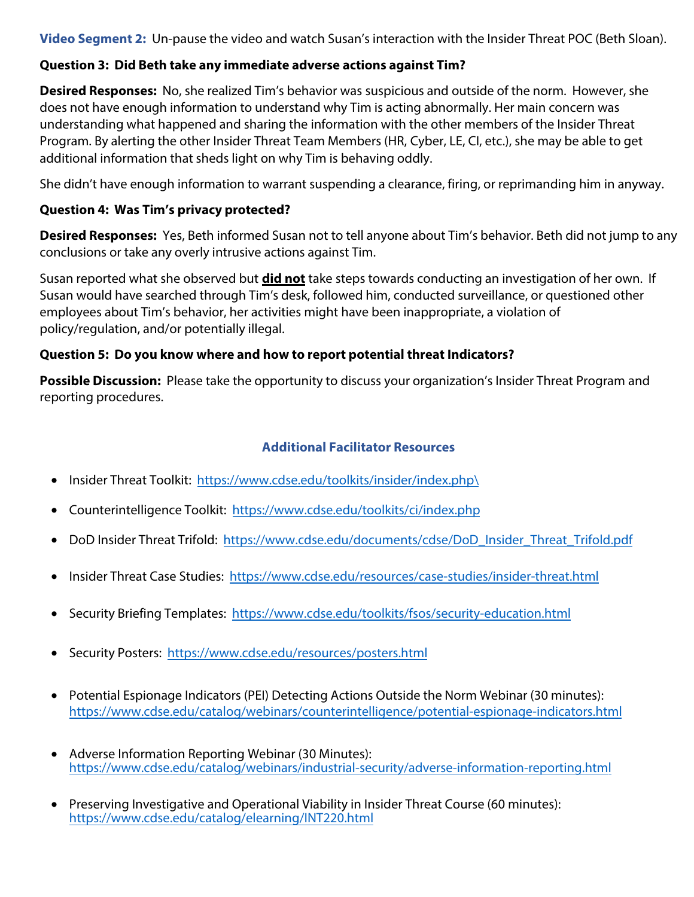**Video Segment 2:** Un-pause the video and watch Susan's interaction with the Insider Threat POC (Beth Sloan).

**Question 3: Did Beth take any immediate adverse actions against Tim?**

**Desired Responses:** No, she realized Tim's behavior was suspicious and outside of the norm. However, she does not have enough information to understand why Tim is acting abnormally. Her main concern was understanding what happened and sharing the information with the other members of the Insider Threat Program. By alerting the other Insider Threat Team Members (HR, Cyber, LE, CI, etc.), she may be able to get additional information that sheds light on why Tim is behaving oddly.

She didn't have enough information to warrant suspending a clearance, firing, or reprimanding him in anyway.

**Question 4: Was Tim's privacy protected?**

**Desired Responses:** Yes, Beth informed Susan not to tell anyone about Tim's behavior. Beth did not jump to any conclusions or take any overly intrusive actions against Tim.

Susan reported what she observed but **did not** take steps towards conducting an investigation of her own. If Susan would have searched through Tim's desk, followed him, conducted surveillance, or questioned other employees about Tim's behavior, her activities might have been inappropriate, a violation of policy/regulation, and/or potentially illegal.

**Question 5: Do you know where and how to report potential threat Indicators?**

**Possible Discussion:** Please take the opportunity to discuss your organization's Insider Threat Program and reporting procedures.

## Additional Facilitator Resources

- Insider Threat Toolkit: https://www.cdse.edu/toolkits/insider/index.php\
- Counterintelligence Toolkit: https://www.cdse.edu/toolkits/ci/index.php
- DoD Insider Threat Trifold: https://www.cdse.edu/documents/cdse/DoD_Insider_Threat_Trifold.pdf
- Insider Threat Case Studies: https://www.cdse.edu/resources/case-studies/insider-threat.html
- Security Briefing Templates: https://www.cdse.edu/toolkits/fsos/security-education.html
- Security Posters: https://www.cdse.edu/resources/posters.html
- Potential Espionage Indicators (PEI) Detecting Actions Outside the Norm Webinar (30 minutes): https://www.cdse.edu/catalog/webinars/counterintelligence/potential-espionage-indicators.html
- Adverse Information Reporting Webinar (30 Minutes): https://www.cdse.edu/catalog/webinars/industrial-security/adverse-information-reporting.html
- Preserving Investigative and Operational Viability in Insider Threat Course (60 minutes): https://www.cdse.edu/catalog/elearning/INT220.html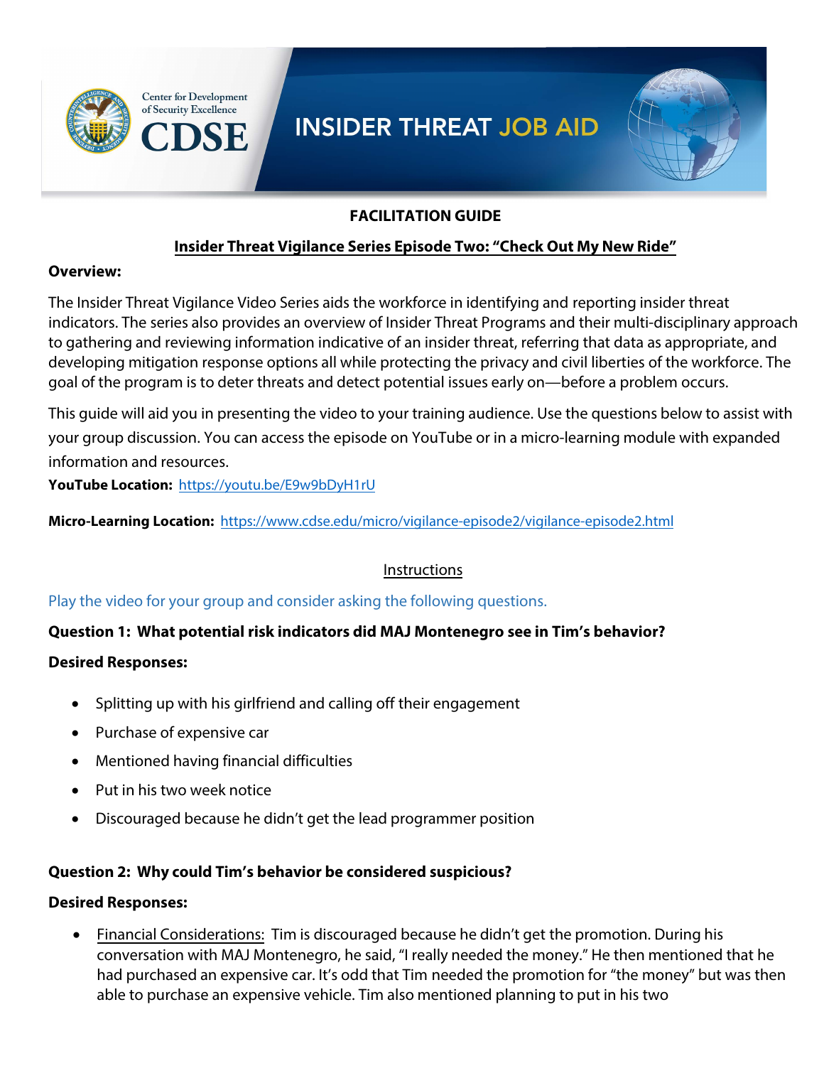# INSIDER THREAT JOB AID

**FACILITATION GUIDE**

**Insider Threat Vigilance Series Episode Two: "Check Out My New Ride"**

**Overview:**

The Insider Threat Vigilance Video Series aids the workforce in identifying and reporting insider threat indicators. The series also provides an overview of Insider Threat Programs and their multi-disciplinary approach to gathering and reviewing information indicative of an insider threat, referring that data as appropriate, and developing mitigation response options all while protecting the privacy and civil liberties of the workforce. The goal of the program is to deter threats and detect potential issues early on—before a problem occurs.

This guide will aid you in presenting the video to your training audience. Use the questions below to assist with your group discussion. You can access the episode on YouTube or in a micro-learning module with expanded information and resources.

**YouTube Location:** https://youtu.be/E9w9bDyH1rU

**Micro-Learning Location:** https://www.cdse.edu/micro/vigilance-episode2/vigilance-episode2.html

Instructions

Play the video for your group and consider asking the following questions.

**Question 1: What potential risk indicators did MAJ Montenegro see in Tim's behavior?**

**Desired Responses:**

- Splitting up with his girlfriend and calling off their engagement
- Purchase of expensive car
- Mentioned having financial difficulties
- Put in his two week notice
- Discouraged because he didn't get the lead programmer position

**Question 2: Why could Tim's behavior be considered suspicious?**

**Desired Responses:**

- Financial Considerations: Tim is discouraged because he didn't get the promotion. During his conversation with MAJ Montenegro, he said, "I really needed the money." He then mentioned that he had purchased an expensive car. It's odd that Tim needed the promotion for "the money" but was then able to purchase an expensive vehicle. Tim also mentioned planning to put in his two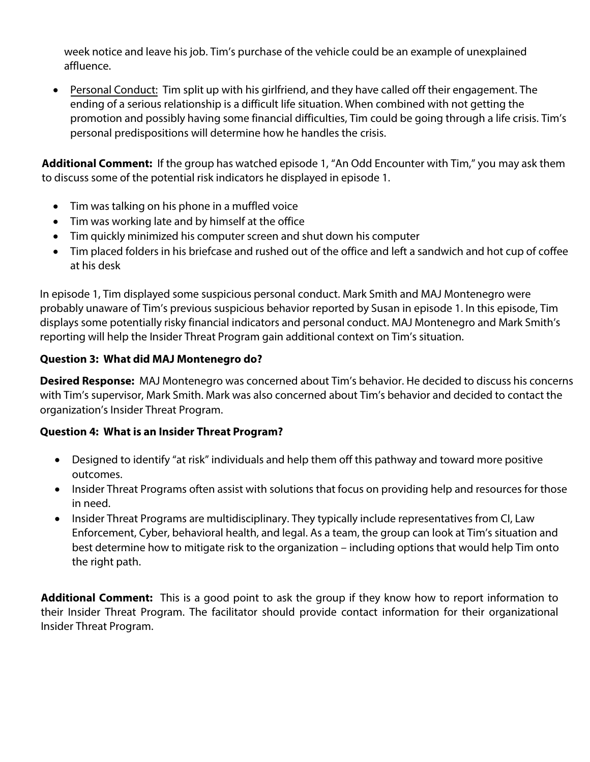week notice and leave his job. Tim's purchase of the vehicle could be an example of unexplained affluence.

- Personal Conduct: Tim split up with his girlfriend, and they have called off their engagement. The ending of a serious relationship is a difficult life situation. When combined with not getting the promotion and possibly having some financial difficulties, Tim could be going through a life crisis. Tim's personal predispositions will determine how he handles the crisis.

**Additional Comment:** If the group has watched episode 1, "An Odd Encounter with Tim," you may ask them to discuss some of the potential risk indicators he displayed in episode 1.

- Tim was talking on his phone in a muffled voice
- Tim was working late and by himself at the office
- Tim quickly minimized his computer screen and shut down his computer
- Tim placed folders in his briefcase and rushed out of the office and left a sandwich and hot cup of coffee at his desk

In episode 1, Tim displayed some suspicious personal conduct. Mark Smith and MAJ Montenegro were probably unaware of Tim's previous suspicious behavior reported by Susan in episode 1. In this episode, Tim displays some potentially risky financial indicators and personal conduct. MAJ Montenegro and Mark Smith's reporting will help the Insider Threat Program gain additional context on Tim's situation.

**Question 3: What did MAJ Montenegro do?**

**Desired Response:** MAJ Montenegro was concerned about Tim's behavior. He decided to discuss his concerns with Tim's supervisor, Mark Smith. Mark was also concerned about Tim's behavior and decided to contact the organization's Insider Threat Program.

**Question 4: What is an Insider Threat Program?**

- Designed to identify "at risk" individuals and help them off this pathway and toward more positive outcomes.
- Insider Threat Programs often assist with solutions that focus on providing help and resources for those in need.
- Insider Threat Programs are multidisciplinary. They typically include representatives from CI, Law Enforcement, Cyber, behavioral health, and legal. As a team, the group can look at Tim's situation and best determine how to mitigate risk to the organization – including options that would help Tim onto the right path.

**Additional Comment:** This is a good point to ask the group if they know how to report information to their Insider Threat Program. The facilitator should provide contact information for their organizational Insider Threat Program.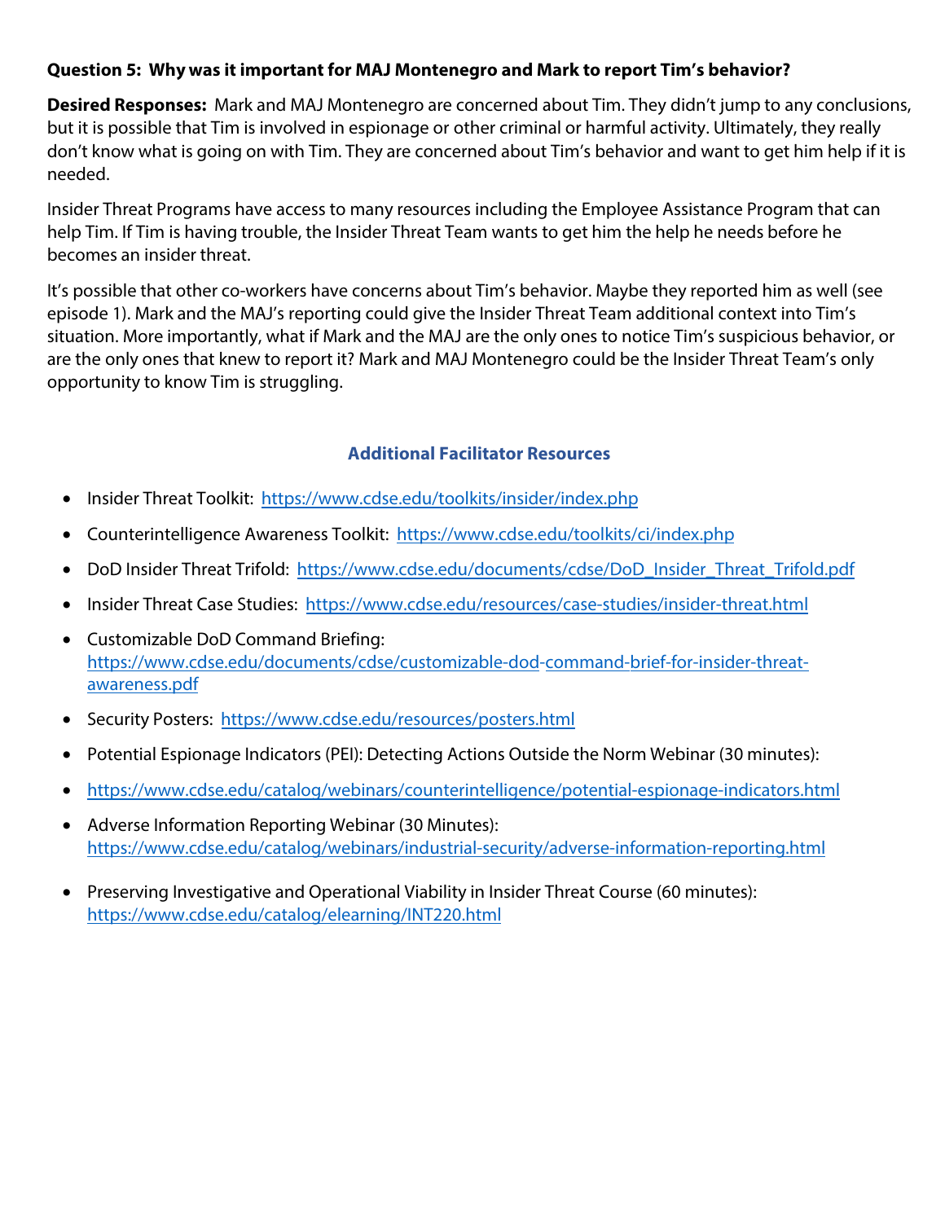**Question 5: Why was it important for MAJ Montenegro and Mark to report Tim's behavior?**

**Desired Responses:** Mark and MAJ Montenegro are concerned about Tim. They didn't jump to any conclusions, but it is possible that Tim is involved in espionage or other criminal or harmful activity. Ultimately, they really don't know what is going on with Tim. They are concerned about Tim's behavior and want to get him help if it is needed.

Insider Threat Programs have access to many resources including the Employee Assistance Program that can help Tim. If Tim is having trouble, the Insider Threat Team wants to get him the help he needs before he becomes an insider threat.

It's possible that other co-workers have concerns about Tim's behavior. Maybe they reported him as well (see episode 1). Mark and the MAJ's reporting could give the Insider Threat Team additional context into Tim's situation. More importantly, what if Mark and the MAJ are the only ones to notice Tim's suspicious behavior, or are the only ones that knew to report it? Mark and MAJ Montenegro could be the Insider Threat Team's only opportunity to know Tim is struggling.

## Additional Facilitator Resources

- Insider Threat Toolkit: https://www.cdse.edu/toolkits/insider/index.php
- Counterintelligence Awareness Toolkit: https://www.cdse.edu/toolkits/ci/index.php
- DoD Insider Threat Trifold: https://www.cdse.edu/documents/cdse/DoD_Insider_Threat_Trifold.pdf
- Insider Threat Case Studies: https://www.cdse.edu/resources/case-studies/insider-threat.html
- Customizable DoD Command Briefing: https://www.cdse.edu/documents/cdse/customizable-dod-command-brief-for-insider-threat-awareness.pdf
- Security Posters: https://www.cdse.edu/resources/posters.html
- Potential Espionage Indicators (PEI): Detecting Actions Outside the Norm Webinar (30 minutes):
- https://www.cdse.edu/catalog/webinars/counterintelligence/potential-espionage-indicators.html
- Adverse Information Reporting Webinar (30 Minutes): https://www.cdse.edu/catalog/webinars/industrial-security/adverse-information-reporting.html
- Preserving Investigative and Operational Viability in Insider Threat Course (60 minutes): https://www.cdse.edu/catalog/elearning/INT220.html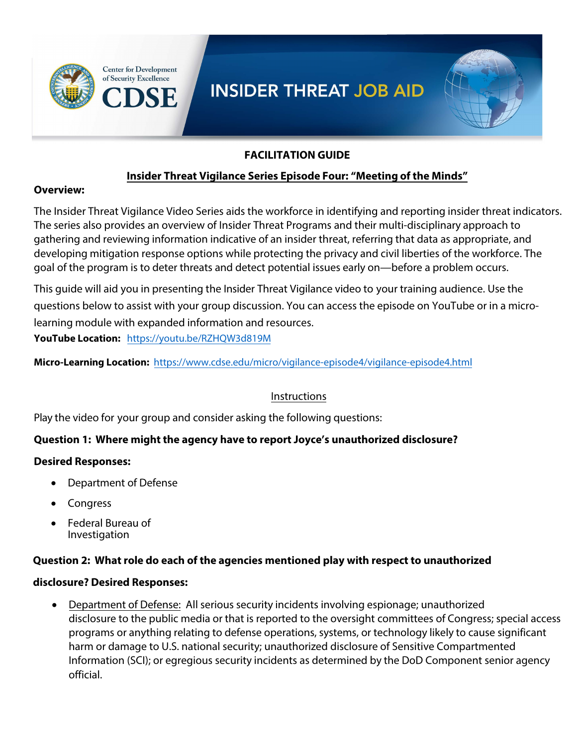# INSIDER THREAT JOB AID

Center for Development of Security Excellence

CDSE

## FACILITATION GUIDE

### Insider Threat Vigilance Series Episode Four: "Meeting of the Minds"

**Overview:**

The Insider Threat Vigilance Video Series aids the workforce in identifying and reporting insider threat indicators. The series also provides an overview of Insider Threat Programs and their multi-disciplinary approach to gathering and reviewing information indicative of an insider threat, referring that data as appropriate, and developing mitigation response options while protecting the privacy and civil liberties of the workforce. The goal of the program is to deter threats and detect potential issues early on—before a problem occurs.

This guide will aid you in presenting the Insider Threat Vigilance video to your training audience. Use the questions below to assist with your group discussion. You can access the episode on YouTube or in a micro-learning module with expanded information and resources.

**YouTube Location:** https://youtu.be/RZHQW3d819M

**Micro-Learning Location:** https://www.cdse.edu/micro/vigilance-episode4/vigilance-episode4.html

Instructions

Play the video for your group and consider asking the following questions:

**Question 1: Where might the agency have to report Joyce's unauthorized disclosure?**

**Desired Responses:**

- Department of Defense
- Congress
- Federal Bureau of Investigation

**Question 2: What role do each of the agencies mentioned play with respect to unauthorized disclosure? Desired Responses:**

- Department of Defense: All serious security incidents involving espionage; unauthorized disclosure to the public media or that is reported to the oversight committees of Congress; special access programs or anything relating to defense operations, systems, or technology likely to cause significant harm or damage to U.S. national security; unauthorized disclosure of Sensitive Compartmented Information (SCI); or egregious security incidents as determined by the DoD Component senior agency official.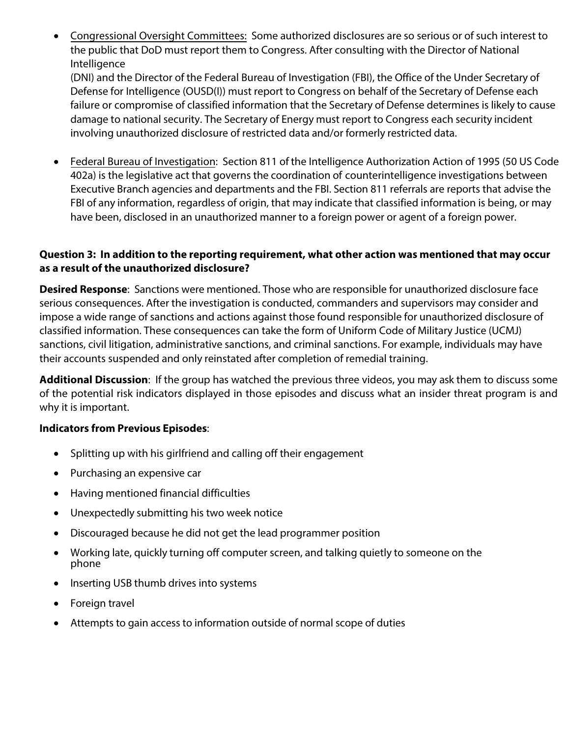- Congressional Oversight Committees: Some authorized disclosures are so serious or of such interest to the public that DoD must report them to Congress. After consulting with the Director of National Intelligence (DNI) and the Director of the Federal Bureau of Investigation (FBI), the Office of the Under Secretary of Defense for Intelligence (OUSD(I)) must report to Congress on behalf of the Secretary of Defense each failure or compromise of classified information that the Secretary of Defense determines is likely to cause damage to national security. The Secretary of Energy must report to Congress each security incident involving unauthorized disclosure of restricted data and/or formerly restricted data.

- Federal Bureau of Investigation: Section 811 of the Intelligence Authorization Action of 1995 (50 US Code 402a) is the legislative act that governs the coordination of counterintelligence investigations between Executive Branch agencies and departments and the FBI. Section 811 referrals are reports that advise the FBI of any information, regardless of origin, that may indicate that classified information is being, or may have been, disclosed in an unauthorized manner to a foreign power or agent of a foreign power.

**Question 3: In addition to the reporting requirement, what other action was mentioned that may occur as a result of the unauthorized disclosure?**

**Desired Response**: Sanctions were mentioned. Those who are responsible for unauthorized disclosure face serious consequences. After the investigation is conducted, commanders and supervisors may consider and impose a wide range of sanctions and actions against those found responsible for unauthorized disclosure of classified information. These consequences can take the form of Uniform Code of Military Justice (UCMJ) sanctions, civil litigation, administrative sanctions, and criminal sanctions. For example, individuals may have their accounts suspended and only reinstated after completion of remedial training.

**Additional Discussion**: If the group has watched the previous three videos, you may ask them to discuss some of the potential risk indicators displayed in those episodes and discuss what an insider threat program is and why it is important.

**Indicators from Previous Episodes**:

- Splitting up with his girlfriend and calling off their engagement
- Purchasing an expensive car
- Having mentioned financial difficulties
- Unexpectedly submitting his two week notice
- Discouraged because he did not get the lead programmer position
- Working late, quickly turning off computer screen, and talking quietly to someone on the phone
- Inserting USB thumb drives into systems
- Foreign travel
- Attempts to gain access to information outside of normal scope of duties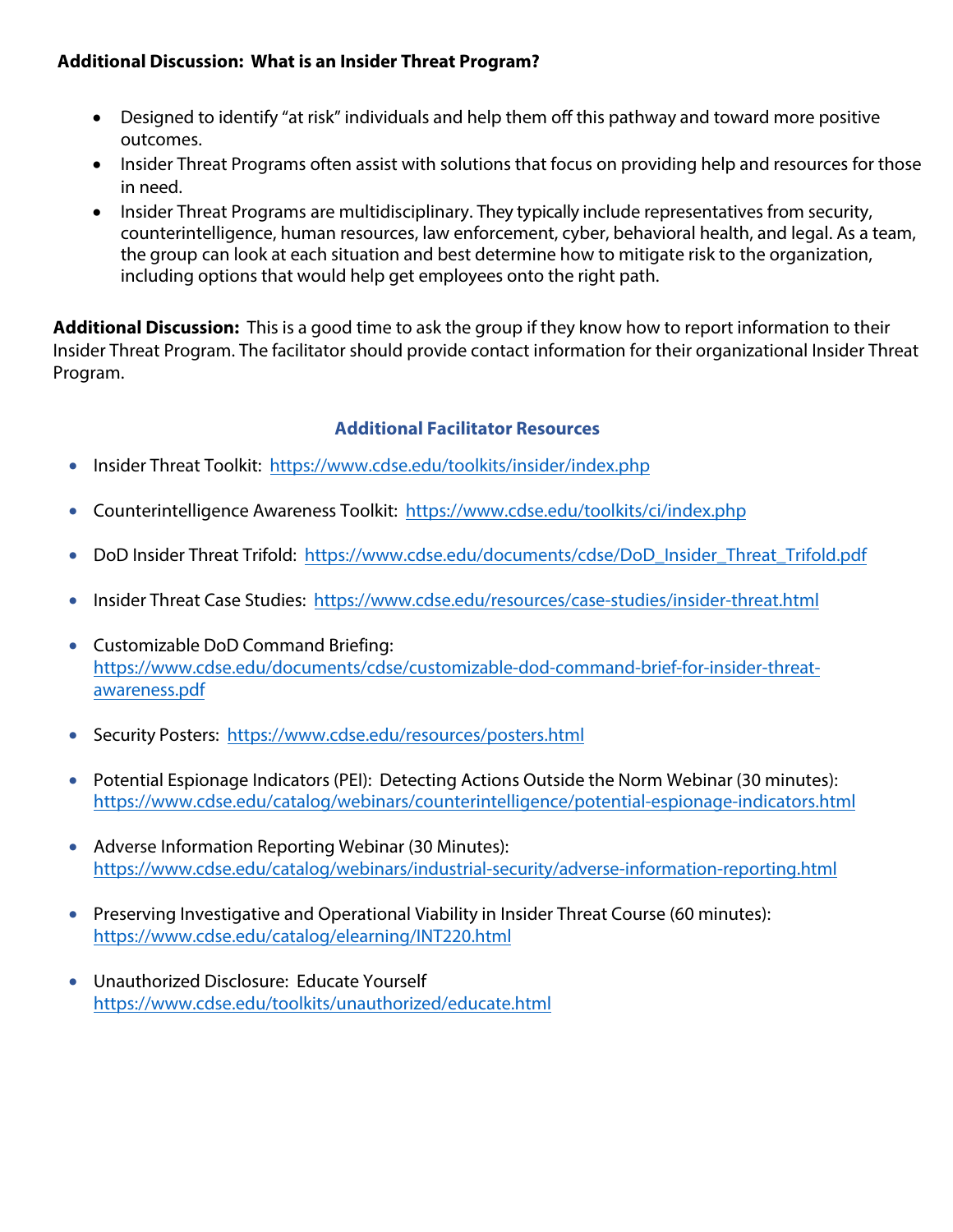**Additional Discussion: What is an Insider Threat Program?**

- Designed to identify "at risk" individuals and help them off this pathway and toward more positive outcomes.
- Insider Threat Programs often assist with solutions that focus on providing help and resources for those in need.
- Insider Threat Programs are multidisciplinary. They typically include representatives from security, counterintelligence, human resources, law enforcement, cyber, behavioral health, and legal. As a team, the group can look at each situation and best determine how to mitigate risk to the organization, including options that would help get employees onto the right path.

**Additional Discussion:** This is a good time to ask the group if they know how to report information to their Insider Threat Program. The facilitator should provide contact information for their organizational Insider Threat Program.

### Additional Facilitator Resources

- Insider Threat Toolkit: https://www.cdse.edu/toolkits/insider/index.php
- Counterintelligence Awareness Toolkit: https://www.cdse.edu/toolkits/ci/index.php
- DoD Insider Threat Trifold: https://www.cdse.edu/documents/cdse/DoD_Insider_Threat_Trifold.pdf
- Insider Threat Case Studies: https://www.cdse.edu/resources/case-studies/insider-threat.html
- Customizable DoD Command Briefing: https://www.cdse.edu/documents/cdse/customizable-dod-command-brief-for-insider-threat-awareness.pdf
- Security Posters: https://www.cdse.edu/resources/posters.html
- Potential Espionage Indicators (PEI): Detecting Actions Outside the Norm Webinar (30 minutes): https://www.cdse.edu/catalog/webinars/counterintelligence/potential-espionage-indicators.html
- Adverse Information Reporting Webinar (30 Minutes): https://www.cdse.edu/catalog/webinars/industrial-security/adverse-information-reporting.html
- Preserving Investigative and Operational Viability in Insider Threat Course (60 minutes): https://www.cdse.edu/catalog/elearning/INT220.html
- Unauthorized Disclosure: Educate Yourself https://www.cdse.edu/toolkits/unauthorized/educate.html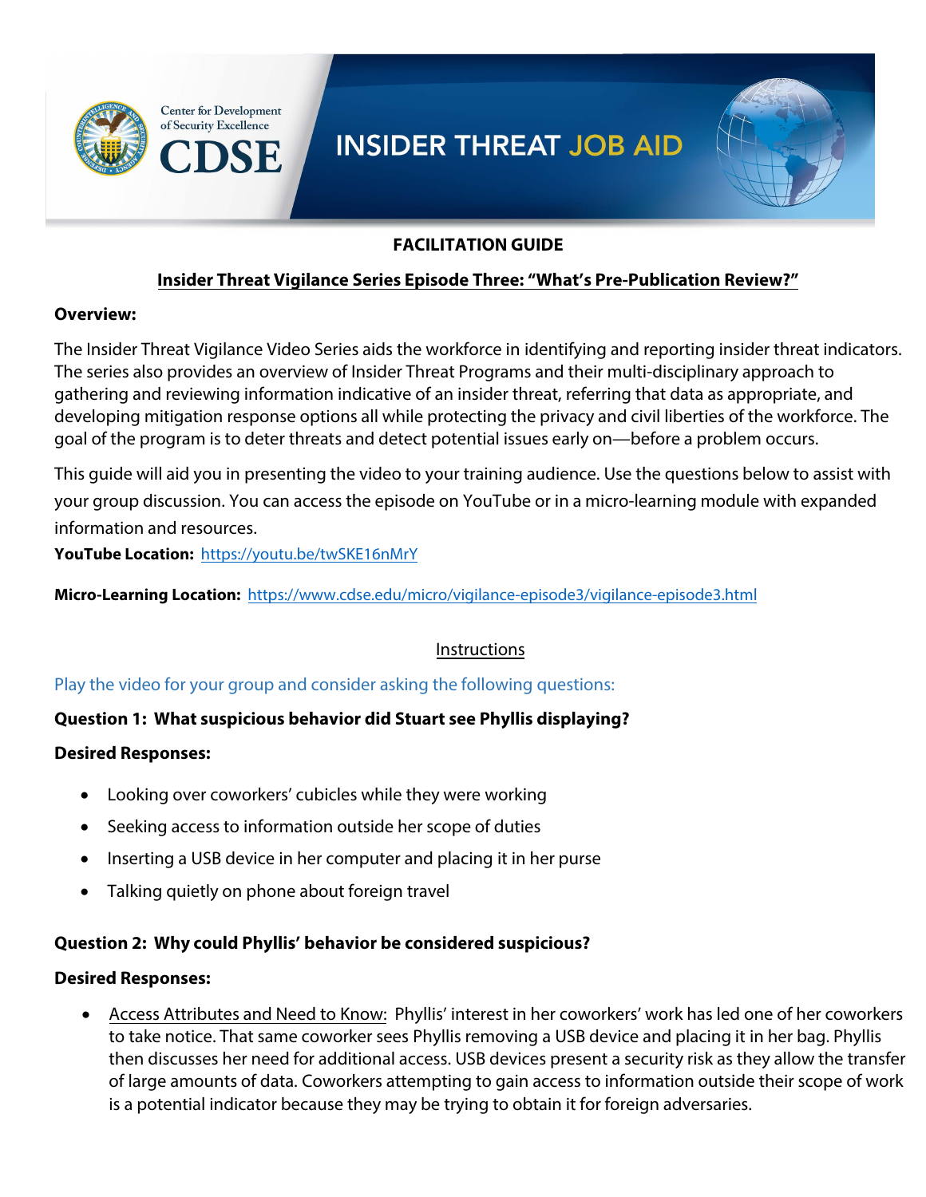**FACILITATION GUIDE**

**Insider Threat Vigilance Series Episode Three: "What's Pre-Publication Review?"**

**Overview:**

The Insider Threat Vigilance Video Series aids the workforce in identifying and reporting insider threat indicators. The series also provides an overview of Insider Threat Programs and their multi-disciplinary approach to gathering and reviewing information indicative of an insider threat, referring that data as appropriate, and developing mitigation response options all while protecting the privacy and civil liberties of the workforce. The goal of the program is to deter threats and detect potential issues early on—before a problem occurs.

This guide will aid you in presenting the video to your training audience. Use the questions below to assist with your group discussion. You can access the episode on YouTube or in a micro-learning module with expanded information and resources.

**YouTube Location:** https://youtu.be/twSKE16nMrY

**Micro-Learning Location:** https://www.cdse.edu/micro/vigilance-episode3/vigilance-episode3.html

Instructions

Play the video for your group and consider asking the following questions:

**Question 1: What suspicious behavior did Stuart see Phyllis displaying?**

**Desired Responses:**

- Looking over coworkers' cubicles while they were working
- Seeking access to information outside her scope of duties
- Inserting a USB device in her computer and placing it in her purse
- Talking quietly on phone about foreign travel

**Question 2: Why could Phyllis' behavior be considered suspicious?**

**Desired Responses:**

- Access Attributes and Need to Know: Phyllis' interest in her coworkers' work has led one of her coworkers to take notice. That same coworker sees Phyllis removing a USB device and placing it in her bag. Phyllis then discusses her need for additional access. USB devices present a security risk as they allow the transfer of large amounts of data. Coworkers attempting to gain access to information outside their scope of work is a potential indicator because they may be trying to obtain it for foreign adversaries.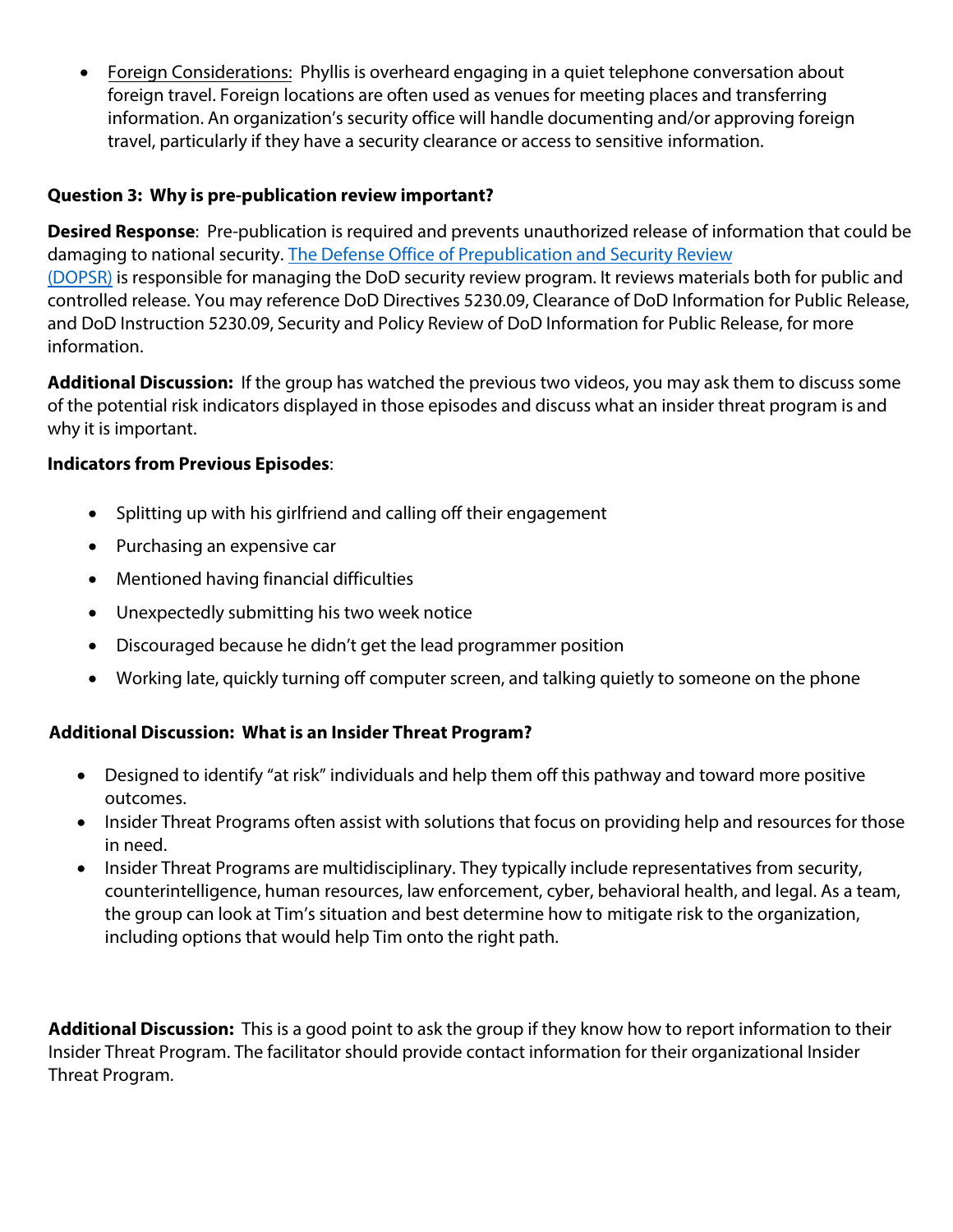- Foreign Considerations: Phyllis is overheard engaging in a quiet telephone conversation about foreign travel. Foreign locations are often used as venues for meeting places and transferring information. An organization's security office will handle documenting and/or approving foreign travel, particularly if they have a security clearance or access to sensitive information.

**Question 3: Why is pre-publication review important?**

**Desired Response**: Pre-publication is required and prevents unauthorized release of information that could be damaging to national security. [The Defense Office of Prepublication and Security Review (DOPSR)]() is responsible for managing the DoD security review program. It reviews materials both for public and controlled release. You may reference DoD Directives 5230.09, Clearance of DoD Information for Public Release, and DoD Instruction 5230.09, Security and Policy Review of DoD Information for Public Release, for more information.

**Additional Discussion:** If the group has watched the previous two videos, you may ask them to discuss some of the potential risk indicators displayed in those episodes and discuss what an insider threat program is and why it is important.

**Indicators from Previous Episodes**:

- Splitting up with his girlfriend and calling off their engagement
- Purchasing an expensive car
- Mentioned having financial difficulties
- Unexpectedly submitting his two week notice
- Discouraged because he didn't get the lead programmer position
- Working late, quickly turning off computer screen, and talking quietly to someone on the phone

**Additional Discussion: What is an Insider Threat Program?**

- Designed to identify "at risk" individuals and help them off this pathway and toward more positive outcomes.
- Insider Threat Programs often assist with solutions that focus on providing help and resources for those in need.
- Insider Threat Programs are multidisciplinary. They typically include representatives from security, counterintelligence, human resources, law enforcement, cyber, behavioral health, and legal. As a team, the group can look at Tim's situation and best determine how to mitigate risk to the organization, including options that would help Tim onto the right path.

**Additional Discussion:** This is a good point to ask the group if they know how to report information to their Insider Threat Program. The facilitator should provide contact information for their organizational Insider Threat Program.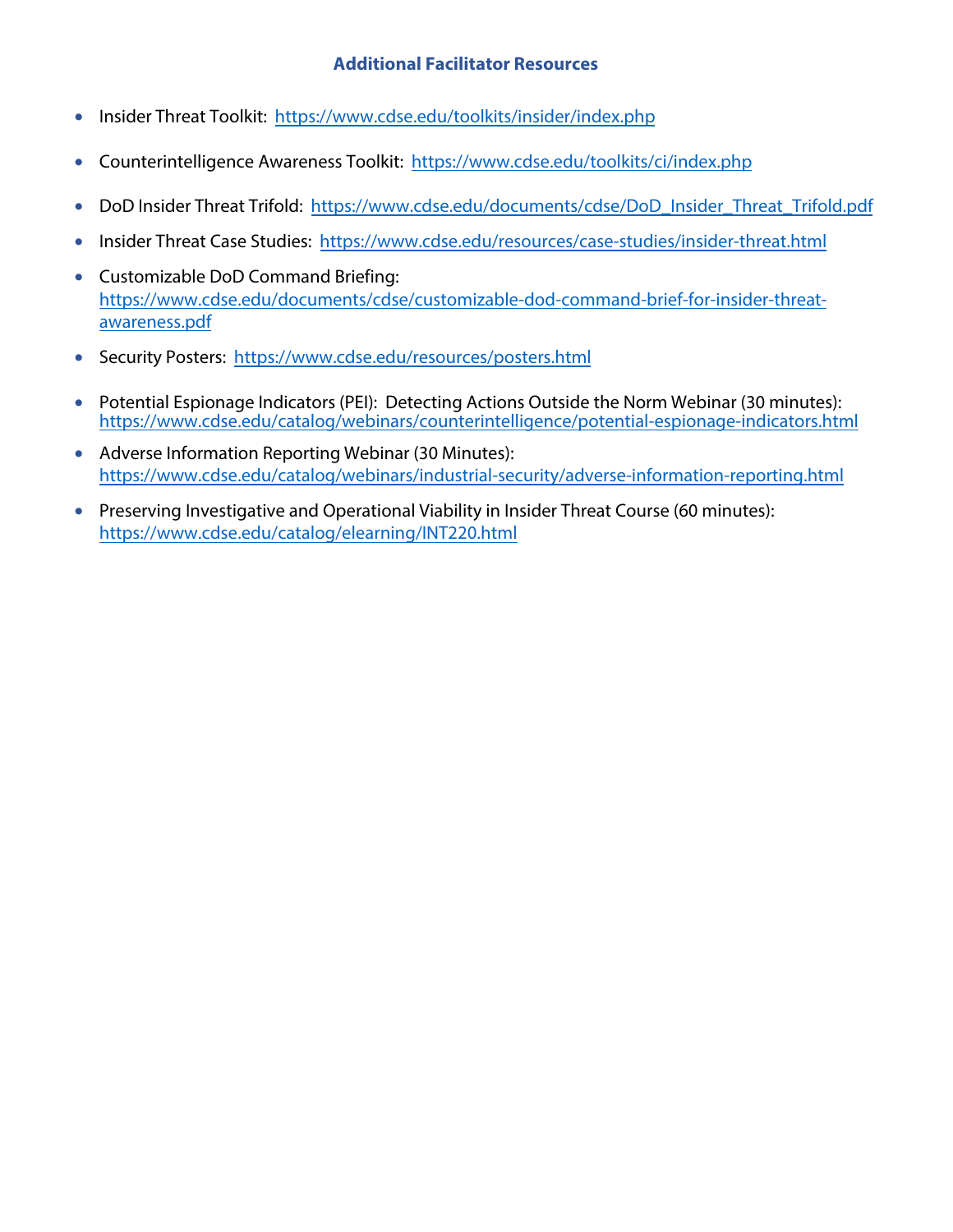## Additional Facilitator Resources

- Insider Threat Toolkit: https://www.cdse.edu/toolkits/insider/index.php
- Counterintelligence Awareness Toolkit: https://www.cdse.edu/toolkits/ci/index.php
- DoD Insider Threat Trifold: https://www.cdse.edu/documents/cdse/DoD_Insider_Threat_Trifold.pdf
- Insider Threat Case Studies: https://www.cdse.edu/resources/case-studies/insider-threat.html
- Customizable DoD Command Briefing: https://www.cdse.edu/documents/cdse/customizable-dod-command-brief-for-insider-threat-awareness.pdf
- Security Posters: https://www.cdse.edu/resources/posters.html
- Potential Espionage Indicators (PEI): Detecting Actions Outside the Norm Webinar (30 minutes): https://www.cdse.edu/catalog/webinars/counterintelligence/potential-espionage-indicators.html
- Adverse Information Reporting Webinar (30 Minutes): https://www.cdse.edu/catalog/webinars/industrial-security/adverse-information-reporting.html
- Preserving Investigative and Operational Viability in Insider Threat Course (60 minutes): https://www.cdse.edu/catalog/elearning/INT220.html